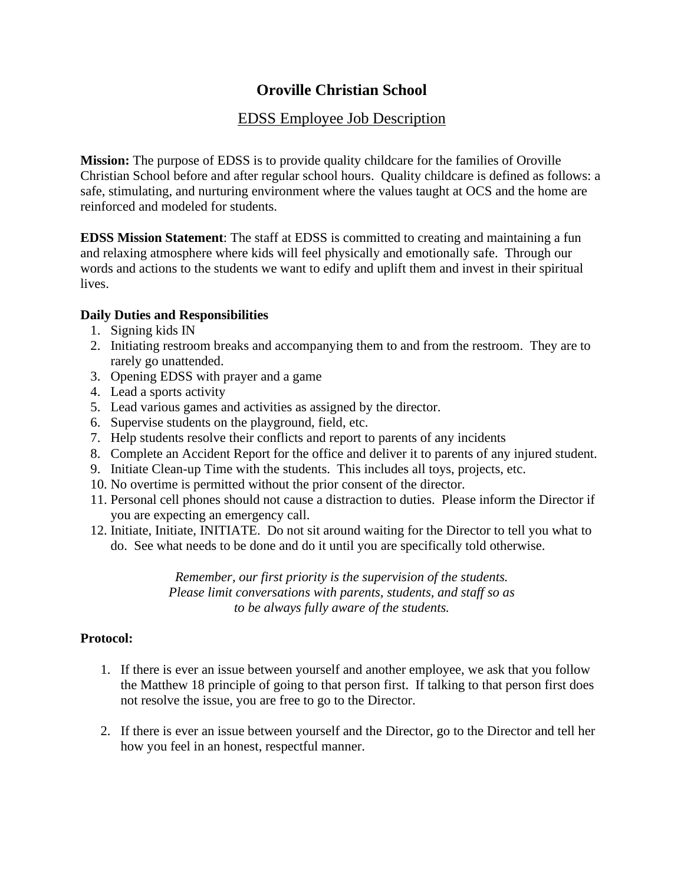# Oroville Christian School

## EDSS Employee Job Description

**Mission:** The purpose of EDSS is to provide quality childcare for the families of Oroville Christian School before and after regular school hours. Quality childcare is defined as follows: a safe, stimulating, and nurturing environment where the values taught at OCS and the home are reinforced and modeled for students.

**EDSS Mission Statement**: The staff at EDSS is committed to creating and maintaining a fun and relaxing atmosphere where kids will feel physically and emotionally safe. Through our words and actions to the students we want to edify and uplift them and invest in their spiritual lives.

**Daily Duties and Responsibilities**

1. Signing kids IN
2. Initiating restroom breaks and accompanying them to and from the restroom. They are to rarely go unattended.
3. Opening EDSS with prayer and a game
4. Lead a sports activity
5. Lead various games and activities as assigned by the director.
6. Supervise students on the playground, field, etc.
7. Help students resolve their conflicts and report to parents of any incidents
8. Complete an Accident Report for the office and deliver it to parents of any injured student.
9. Initiate Clean-up Time with the students. This includes all toys, projects, etc.
10. No overtime is permitted without the prior consent of the director.
11. Personal cell phones should not cause a distraction to duties. Please inform the Director if you are expecting an emergency call.
12. Initiate, Initiate, INITIATE. Do not sit around waiting for the Director to tell you what to do. See what needs to be done and do it until you are specifically told otherwise.

*Remember, our first priority is the supervision of the students. Please limit conversations with parents, students, and staff so as to be always fully aware of the students.*

**Protocol:**

1. If there is ever an issue between yourself and another employee, we ask that you follow the Matthew 18 principle of going to that person first. If talking to that person first does not resolve the issue, you are free to go to the Director.

2. If there is ever an issue between yourself and the Director, go to the Director and tell her how you feel in an honest, respectful manner.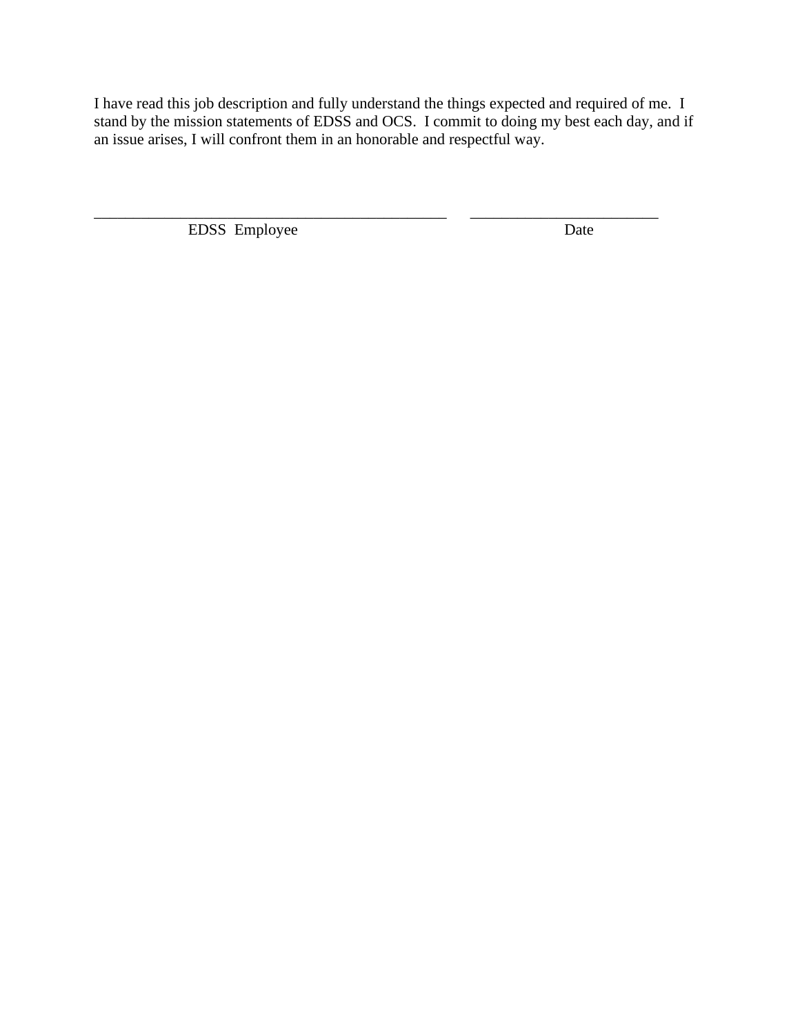I have read this job description and fully understand the things expected and required of me. I stand by the mission statements of EDSS and OCS. I commit to doing my best each day, and if an issue arises, I will confront them in an honorable and respectful way.

_______________________________________________ ________________________

EDSS Employee Date